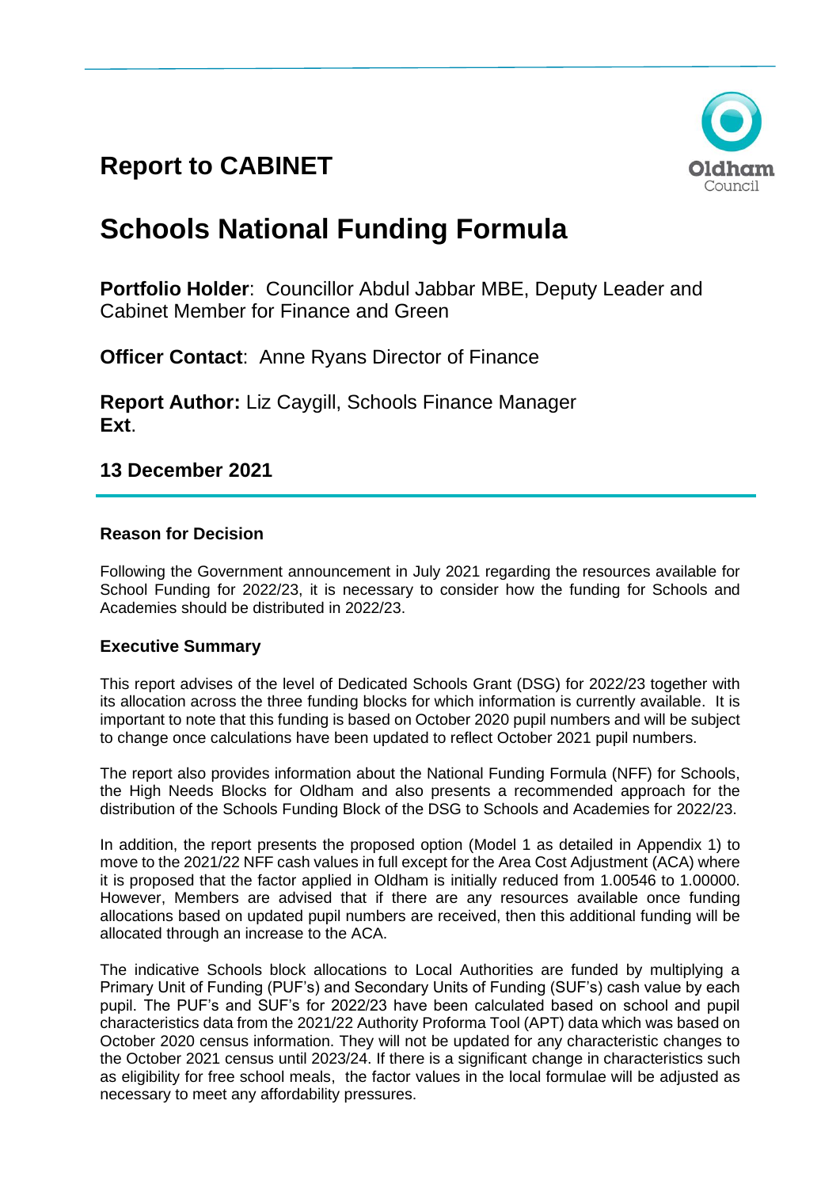# Report to CABINET

# Schools National Funding Formula

**Portfolio Holder**: Councillor Abdul Jabbar MBE, Deputy Leader and Cabinet Member for Finance and Green

**Officer Contact**: Anne Ryans Director of Finance

**Report Author:** Liz Caygill, Schools Finance Manager
**Ext**.

## 13 December 2021

### Reason for Decision

Following the Government announcement in July 2021 regarding the resources available for School Funding for 2022/23, it is necessary to consider how the funding for Schools and Academies should be distributed in 2022/23.

### Executive Summary

This report advises of the level of Dedicated Schools Grant (DSG) for 2022/23 together with its allocation across the three funding blocks for which information is currently available. It is important to note that this funding is based on October 2020 pupil numbers and will be subject to change once calculations have been updated to reflect October 2021 pupil numbers.

The report also provides information about the National Funding Formula (NFF) for Schools, the High Needs Blocks for Oldham and also presents a recommended approach for the distribution of the Schools Funding Block of the DSG to Schools and Academies for 2022/23.

In addition, the report presents the proposed option (Model 1 as detailed in Appendix 1) to move to the 2021/22 NFF cash values in full except for the Area Cost Adjustment (ACA) where it is proposed that the factor applied in Oldham is initially reduced from 1.00546 to 1.00000. However, Members are advised that if there are any resources available once funding allocations based on updated pupil numbers are received, then this additional funding will be allocated through an increase to the ACA.

The indicative Schools block allocations to Local Authorities are funded by multiplying a Primary Unit of Funding (PUF's) and Secondary Units of Funding (SUF's) cash value by each pupil. The PUF's and SUF's for 2022/23 have been calculated based on school and pupil characteristics data from the 2021/22 Authority Proforma Tool (APT) data which was based on October 2020 census information. They will not be updated for any characteristic changes to the October 2021 census until 2023/24. If there is a significant change in characteristics such as eligibility for free school meals, the factor values in the local formulae will be adjusted as necessary to meet any affordability pressures.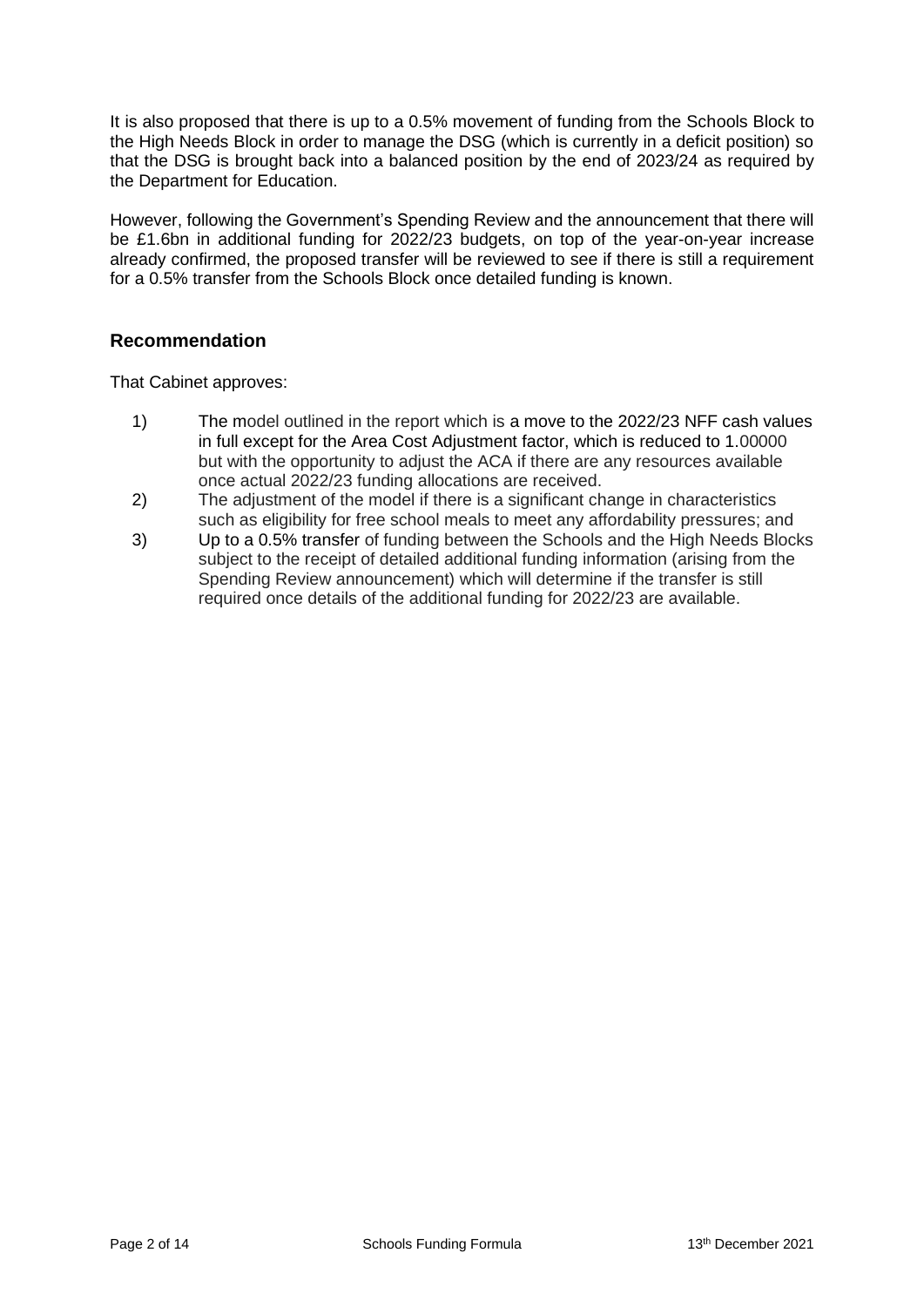It is also proposed that there is up to a 0.5% movement of funding from the Schools Block to the High Needs Block in order to manage the DSG (which is currently in a deficit position) so that the DSG is brought back into a balanced position by the end of 2023/24 as required by the Department for Education.

However, following the Government's Spending Review and the announcement that there will be £1.6bn in additional funding for 2022/23 budgets, on top of the year-on-year increase already confirmed, the proposed transfer will be reviewed to see if there is still a requirement for a 0.5% transfer from the Schools Block once detailed funding is known.

## Recommendation

That Cabinet approves:

1) The model outlined in the report which is a move to the 2022/23 NFF cash values in full except for the Area Cost Adjustment factor, which is reduced to 1.00000 but with the opportunity to adjust the ACA if there are any resources available once actual 2022/23 funding allocations are received.
2) The adjustment of the model if there is a significant change in characteristics such as eligibility for free school meals to meet any affordability pressures; and
3) Up to a 0.5% transfer of funding between the Schools and the High Needs Blocks subject to the receipt of detailed additional funding information (arising from the Spending Review announcement) which will determine if the transfer is still required once details of the additional funding for 2022/23 are available.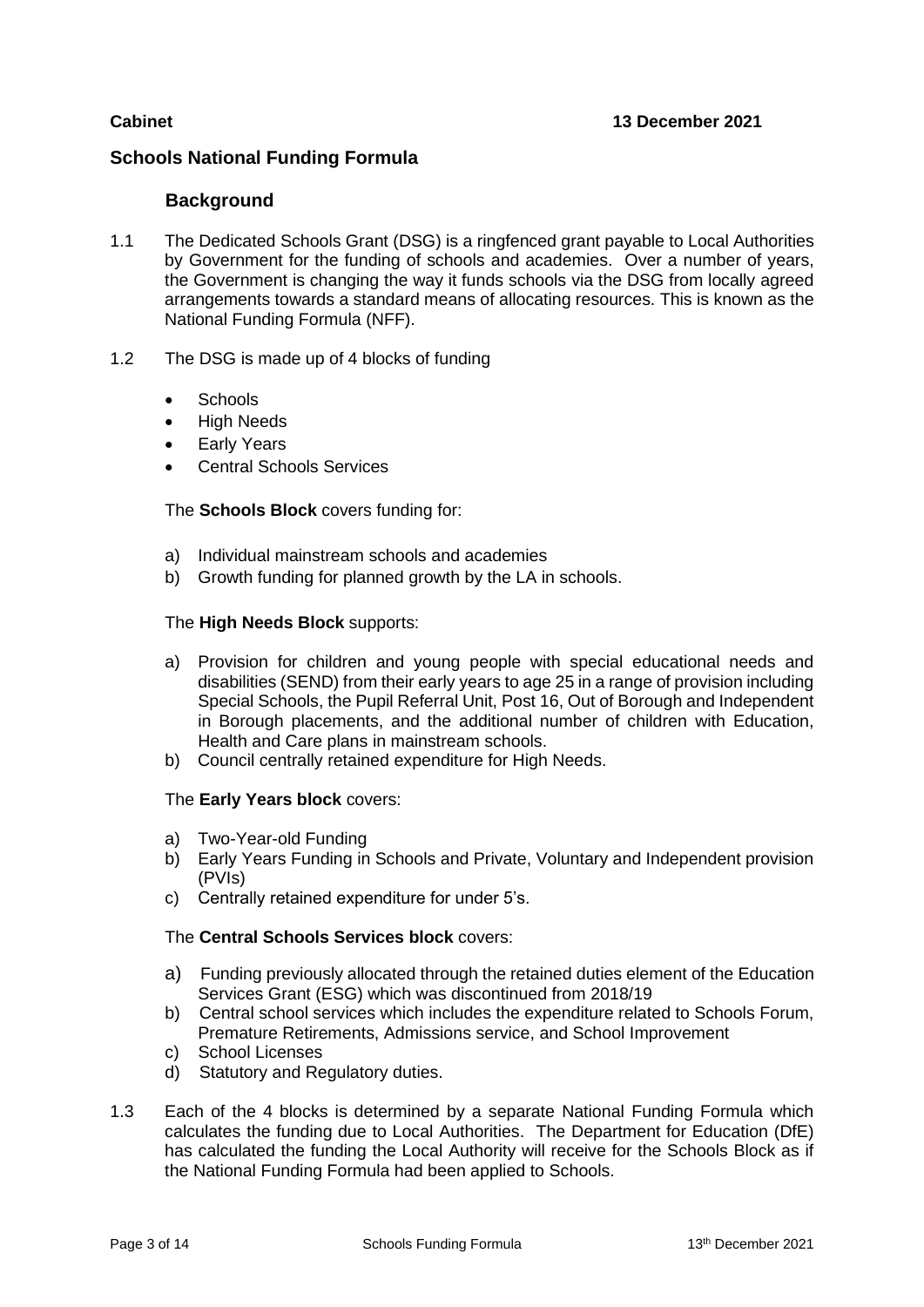**Cabinet** **13 December 2021**

## Schools National Funding Formula

### Background

1.1 The Dedicated Schools Grant (DSG) is a ringfenced grant payable to Local Authorities by Government for the funding of schools and academies. Over a number of years, the Government is changing the way it funds schools via the DSG from locally agreed arrangements towards a standard means of allocating resources. This is known as the National Funding Formula (NFF).

1.2 The DSG is made up of 4 blocks of funding

- Schools
- High Needs
- Early Years
- Central Schools Services

The **Schools Block** covers funding for:

a) Individual mainstream schools and academies
b) Growth funding for planned growth by the LA in schools.

The **High Needs Block** supports:

a) Provision for children and young people with special educational needs and disabilities (SEND) from their early years to age 25 in a range of provision including Special Schools, the Pupil Referral Unit, Post 16, Out of Borough and Independent in Borough placements, and the additional number of children with Education, Health and Care plans in mainstream schools.
b) Council centrally retained expenditure for High Needs.

The **Early Years block** covers:

a) Two-Year-old Funding
b) Early Years Funding in Schools and Private, Voluntary and Independent provision (PVIs)
c) Centrally retained expenditure for under 5's.

The **Central Schools Services block** covers:

a) Funding previously allocated through the retained duties element of the Education Services Grant (ESG) which was discontinued from 2018/19
b) Central school services which includes the expenditure related to Schools Forum, Premature Retirements, Admissions service, and School Improvement
c) School Licenses
d) Statutory and Regulatory duties.

1.3 Each of the 4 blocks is determined by a separate National Funding Formula which calculates the funding due to Local Authorities. The Department for Education (DfE) has calculated the funding the Local Authority will receive for the Schools Block as if the National Funding Formula had been applied to Schools.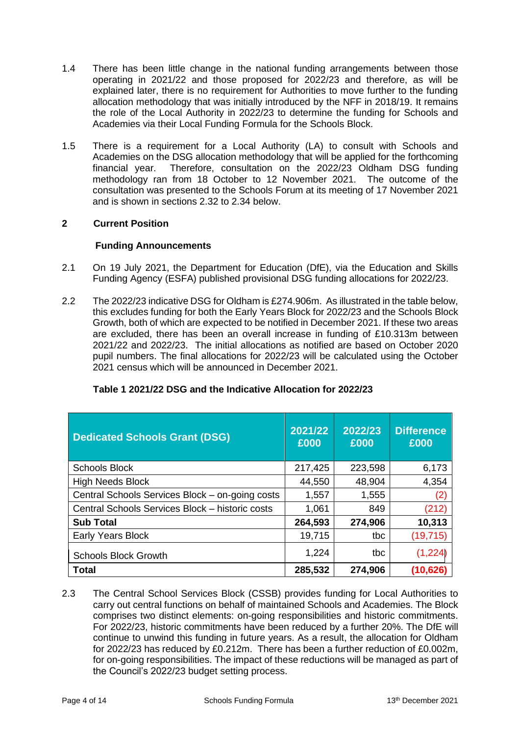1.4 There has been little change in the national funding arrangements between those operating in 2021/22 and those proposed for 2022/23 and therefore, as will be explained later, there is no requirement for Authorities to move further to the funding allocation methodology that was initially introduced by the NFF in 2018/19. It remains the role of the Local Authority in 2022/23 to determine the funding for Schools and Academies via their Local Funding Formula for the Schools Block.

1.5 There is a requirement for a Local Authority (LA) to consult with Schools and Academies on the DSG allocation methodology that will be applied for the forthcoming financial year. Therefore, consultation on the 2022/23 Oldham DSG funding methodology ran from 18 October to 12 November 2021. The outcome of the consultation was presented to the Schools Forum at its meeting of 17 November 2021 and is shown in sections 2.32 to 2.34 below.

## 2 Current Position

### Funding Announcements

2.1 On 19 July 2021, the Department for Education (DfE), via the Education and Skills Funding Agency (ESFA) published provisional DSG funding allocations for 2022/23.

2.2 The 2022/23 indicative DSG for Oldham is £274.906m. As illustrated in the table below, this excludes funding for both the Early Years Block for 2022/23 and the Schools Block Growth, both of which are expected to be notified in December 2021. If these two areas are excluded, there has been an overall increase in funding of £10.313m between 2021/22 and 2022/23. The initial allocations as notified are based on October 2020 pupil numbers. The final allocations for 2022/23 will be calculated using the October 2021 census which will be announced in December 2021.

**Table 1 2021/22 DSG and the Indicative Allocation for 2022/23**

| Dedicated Schools Grant (DSG) | 2021/22 £000 | 2022/23 £000 | Difference £000 |
|---|---|---|---|
| Schools Block | 217,425 | 223,598 | 6,173 |
| High Needs Block | 44,550 | 48,904 | 4,354 |
| Central Schools Services Block – on-going costs | 1,557 | 1,555 | (2) |
| Central Schools Services Block – historic costs | 1,061 | 849 | (212) |
| **Sub Total** | **264,593** | **274,906** | **10,313** |
| Early Years Block | 19,715 | tbc | (19,715) |
| Schools Block Growth | 1,224 | tbc | (1,224) |
| **Total** | **285,532** | **274,906** | **(10,626)** |

2.3 The Central School Services Block (CSSB) provides funding for Local Authorities to carry out central functions on behalf of maintained Schools and Academies. The Block comprises two distinct elements: on-going responsibilities and historic commitments. For 2022/23, historic commitments have been reduced by a further 20%. The DfE will continue to unwind this funding in future years. As a result, the allocation for Oldham for 2022/23 has reduced by £0.212m. There has been a further reduction of £0.002m, for on-going responsibilities. The impact of these reductions will be managed as part of the Council's 2022/23 budget setting process.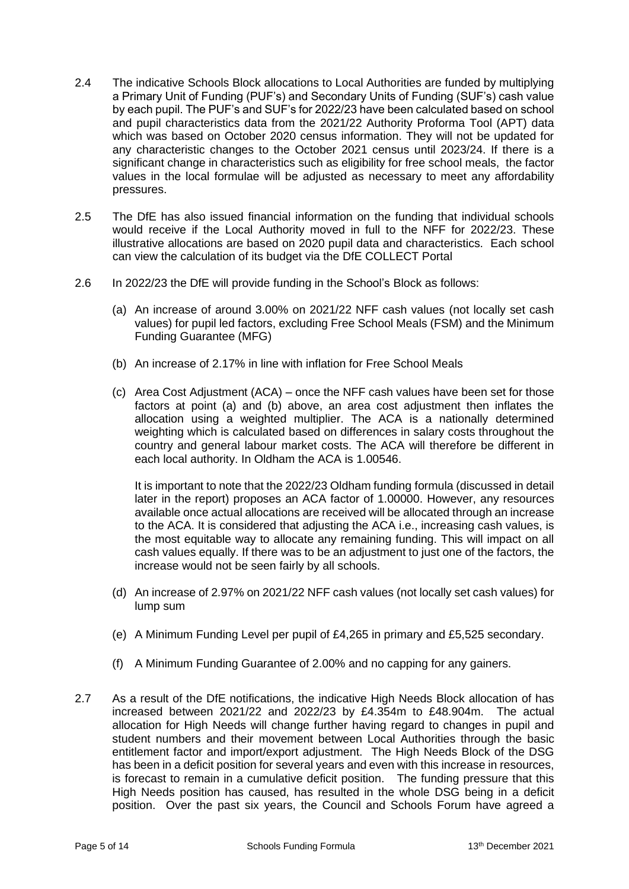2.4 The indicative Schools Block allocations to Local Authorities are funded by multiplying a Primary Unit of Funding (PUF's) and Secondary Units of Funding (SUF's) cash value by each pupil. The PUF's and SUF's for 2022/23 have been calculated based on school and pupil characteristics data from the 2021/22 Authority Proforma Tool (APT) data which was based on October 2020 census information. They will not be updated for any characteristic changes to the October 2021 census until 2023/24. If there is a significant change in characteristics such as eligibility for free school meals, the factor values in the local formulae will be adjusted as necessary to meet any affordability pressures.

2.5 The DfE has also issued financial information on the funding that individual schools would receive if the Local Authority moved in full to the NFF for 2022/23. These illustrative allocations are based on 2020 pupil data and characteristics. Each school can view the calculation of its budget via the DfE COLLECT Portal

2.6 In 2022/23 the DfE will provide funding in the School's Block as follows:

(a) An increase of around 3.00% on 2021/22 NFF cash values (not locally set cash values) for pupil led factors, excluding Free School Meals (FSM) and the Minimum Funding Guarantee (MFG)

(b) An increase of 2.17% in line with inflation for Free School Meals

(c) Area Cost Adjustment (ACA) – once the NFF cash values have been set for those factors at point (a) and (b) above, an area cost adjustment then inflates the allocation using a weighted multiplier. The ACA is a nationally determined weighting which is calculated based on differences in salary costs throughout the country and general labour market costs. The ACA will therefore be different in each local authority. In Oldham the ACA is 1.00546.

It is important to note that the 2022/23 Oldham funding formula (discussed in detail later in the report) proposes an ACA factor of 1.00000. However, any resources available once actual allocations are received will be allocated through an increase to the ACA. It is considered that adjusting the ACA i.e., increasing cash values, is the most equitable way to allocate any remaining funding. This will impact on all cash values equally. If there was to be an adjustment to just one of the factors, the increase would not be seen fairly by all schools.

(d) An increase of 2.97% on 2021/22 NFF cash values (not locally set cash values) for lump sum

(e) A Minimum Funding Level per pupil of £4,265 in primary and £5,525 secondary.

(f) A Minimum Funding Guarantee of 2.00% and no capping for any gainers.

2.7 As a result of the DfE notifications, the indicative High Needs Block allocation of has increased between 2021/22 and 2022/23 by £4.354m to £48.904m. The actual allocation for High Needs will change further having regard to changes in pupil and student numbers and their movement between Local Authorities through the basic entitlement factor and import/export adjustment. The High Needs Block of the DSG has been in a deficit position for several years and even with this increase in resources, is forecast to remain in a cumulative deficit position. The funding pressure that this High Needs position has caused, has resulted in the whole DSG being in a deficit position. Over the past six years, the Council and Schools Forum have agreed a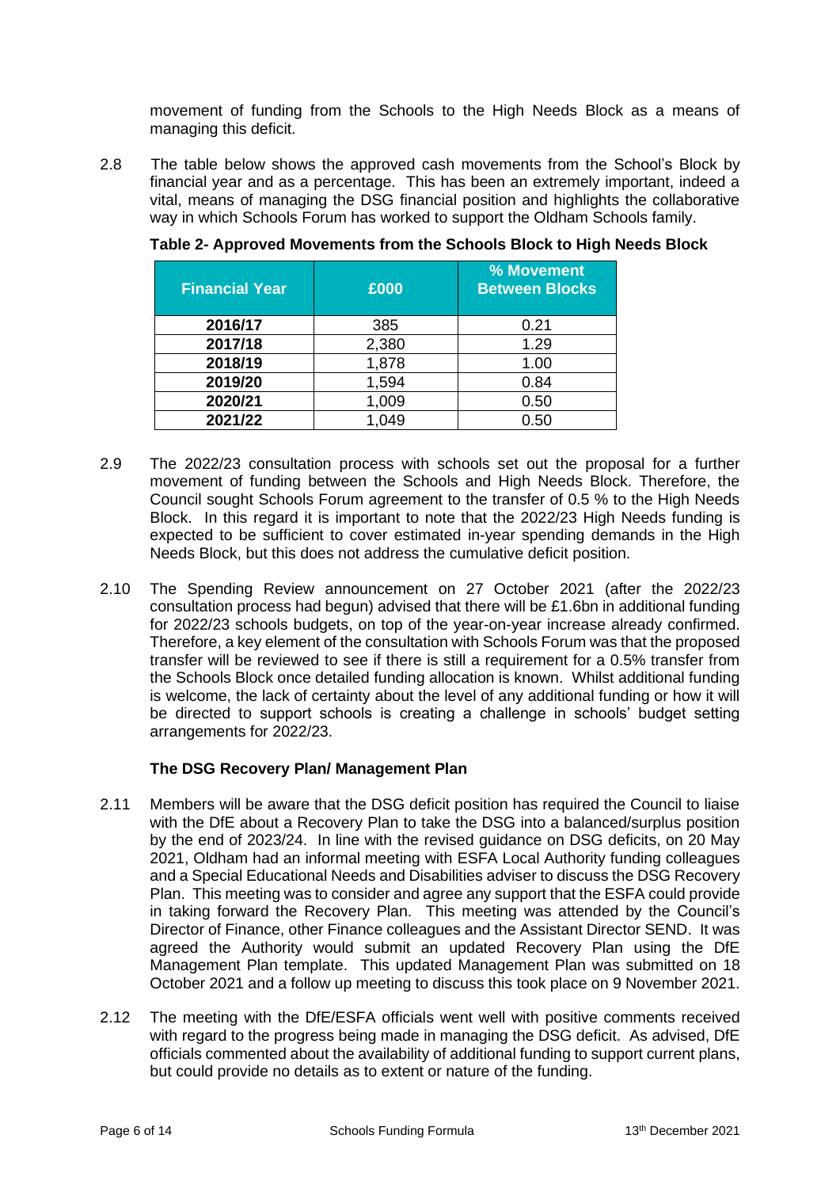movement of funding from the Schools to the High Needs Block as a means of managing this deficit.

2.8 The table below shows the approved cash movements from the School's Block by financial year and as a percentage. This has been an extremely important, indeed a vital, means of managing the DSG financial position and highlights the collaborative way in which Schools Forum has worked to support the Oldham Schools family.

**Table 2- Approved Movements from the Schools Block to High Needs Block**

| Financial Year | £000 | % Movement Between Blocks |
|---|---|---|
| **2016/17** | 385 | 0.21 |
| **2017/18** | 2,380 | 1.29 |
| **2018/19** | 1,878 | 1.00 |
| **2019/20** | 1,594 | 0.84 |
| **2020/21** | 1,009 | 0.50 |
| **2021/22** | 1,049 | 0.50 |

2.9 The 2022/23 consultation process with schools set out the proposal for a further movement of funding between the Schools and High Needs Block. Therefore, the Council sought Schools Forum agreement to the transfer of 0.5 % to the High Needs Block. In this regard it is important to note that the 2022/23 High Needs funding is expected to be sufficient to cover estimated in-year spending demands in the High Needs Block, but this does not address the cumulative deficit position.

2.10 The Spending Review announcement on 27 October 2021 (after the 2022/23 consultation process had begun) advised that there will be £1.6bn in additional funding for 2022/23 schools budgets, on top of the year-on-year increase already confirmed. Therefore, a key element of the consultation with Schools Forum was that the proposed transfer will be reviewed to see if there is still a requirement for a 0.5% transfer from the Schools Block once detailed funding allocation is known. Whilst additional funding is welcome, the lack of certainty about the level of any additional funding or how it will be directed to support schools is creating a challenge in schools' budget setting arrangements for 2022/23.

**The DSG Recovery Plan/ Management Plan**

2.11 Members will be aware that the DSG deficit position has required the Council to liaise with the DfE about a Recovery Plan to take the DSG into a balanced/surplus position by the end of 2023/24. In line with the revised guidance on DSG deficits, on 20 May 2021, Oldham had an informal meeting with ESFA Local Authority funding colleagues and a Special Educational Needs and Disabilities adviser to discuss the DSG Recovery Plan. This meeting was to consider and agree any support that the ESFA could provide in taking forward the Recovery Plan. This meeting was attended by the Council's Director of Finance, other Finance colleagues and the Assistant Director SEND. It was agreed the Authority would submit an updated Recovery Plan using the DfE Management Plan template. This updated Management Plan was submitted on 18 October 2021 and a follow up meeting to discuss this took place on 9 November 2021.

2.12 The meeting with the DfE/ESFA officials went well with positive comments received with regard to the progress being made in managing the DSG deficit. As advised, DfE officials commented about the availability of additional funding to support current plans, but could provide no details as to extent or nature of the funding.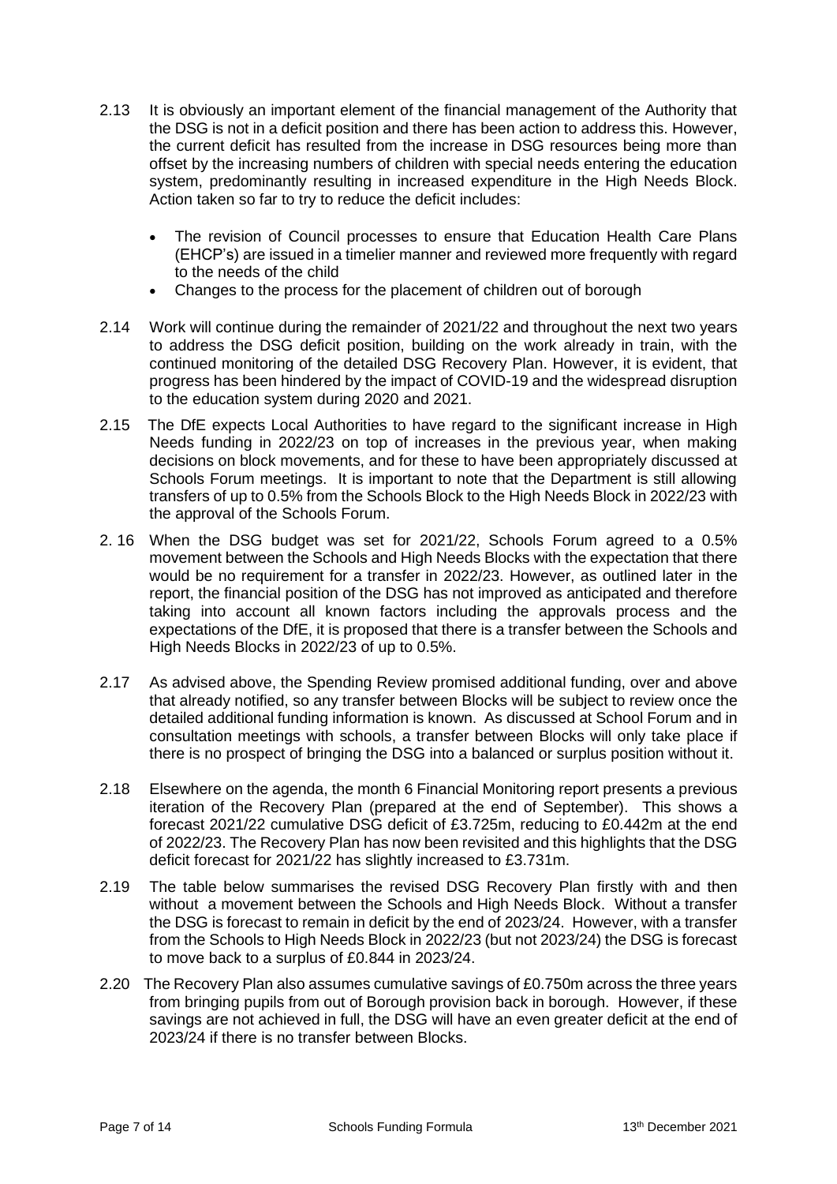2.13 It is obviously an important element of the financial management of the Authority that the DSG is not in a deficit position and there has been action to address this. However, the current deficit has resulted from the increase in DSG resources being more than offset by the increasing numbers of children with special needs entering the education system, predominantly resulting in increased expenditure in the High Needs Block. Action taken so far to try to reduce the deficit includes:

- The revision of Council processes to ensure that Education Health Care Plans (EHCP's) are issued in a timelier manner and reviewed more frequently with regard to the needs of the child
- Changes to the process for the placement of children out of borough

2.14 Work will continue during the remainder of 2021/22 and throughout the next two years to address the DSG deficit position, building on the work already in train, with the continued monitoring of the detailed DSG Recovery Plan. However, it is evident, that progress has been hindered by the impact of COVID-19 and the widespread disruption to the education system during 2020 and 2021.

2.15 The DfE expects Local Authorities to have regard to the significant increase in High Needs funding in 2022/23 on top of increases in the previous year, when making decisions on block movements, and for these to have been appropriately discussed at Schools Forum meetings. It is important to note that the Department is still allowing transfers of up to 0.5% from the Schools Block to the High Needs Block in 2022/23 with the approval of the Schools Forum.

2\. 16 When the DSG budget was set for 2021/22, Schools Forum agreed to a 0.5% movement between the Schools and High Needs Blocks with the expectation that there would be no requirement for a transfer in 2022/23. However, as outlined later in the report, the financial position of the DSG has not improved as anticipated and therefore taking into account all known factors including the approvals process and the expectations of the DfE, it is proposed that there is a transfer between the Schools and High Needs Blocks in 2022/23 of up to 0.5%.

2.17 As advised above, the Spending Review promised additional funding, over and above that already notified, so any transfer between Blocks will be subject to review once the detailed additional funding information is known. As discussed at School Forum and in consultation meetings with schools, a transfer between Blocks will only take place if there is no prospect of bringing the DSG into a balanced or surplus position without it.

2.18 Elsewhere on the agenda, the month 6 Financial Monitoring report presents a previous iteration of the Recovery Plan (prepared at the end of September). This shows a forecast 2021/22 cumulative DSG deficit of £3.725m, reducing to £0.442m at the end of 2022/23. The Recovery Plan has now been revisited and this highlights that the DSG deficit forecast for 2021/22 has slightly increased to £3.731m.

2.19 The table below summarises the revised DSG Recovery Plan firstly with and then without a movement between the Schools and High Needs Block. Without a transfer the DSG is forecast to remain in deficit by the end of 2023/24. However, with a transfer from the Schools to High Needs Block in 2022/23 (but not 2023/24) the DSG is forecast to move back to a surplus of £0.844 in 2023/24.

2.20 The Recovery Plan also assumes cumulative savings of £0.750m across the three years from bringing pupils from out of Borough provision back in borough. However, if these savings are not achieved in full, the DSG will have an even greater deficit at the end of 2023/24 if there is no transfer between Blocks.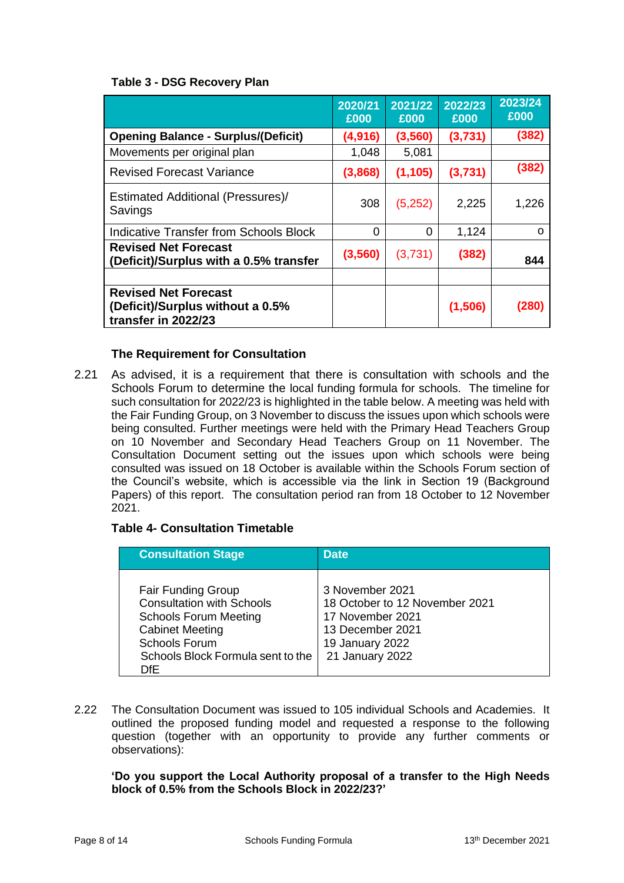**Table 3 - DSG Recovery Plan**

| | 2020/21 £000 | 2021/22 £000 | 2022/23 £000 | 2023/24 £000 |
|---|---|---|---|---|
| **Opening Balance - Surplus/(Deficit)** | **(4,916)** | **(3,560)** | **(3,731)** | **(382)** |
| Movements per original plan | 1,048 | 5,081 | | |
| Revised Forecast Variance | **(3,868)** | **(1,105)** | **(3,731)** | **(382)** |
| Estimated Additional (Pressures)/ Savings | 308 | (5,252) | 2,225 | 1,226 |
| Indicative Transfer from Schools Block | 0 | 0 | 1,124 | o |
| **Revised Net Forecast (Deficit)/Surplus with a 0.5% transfer** | **(3,560)** | (3,731) | **(382)** | **844** |
| | | | | |
| **Revised Net Forecast (Deficit)/Surplus without a 0.5% transfer in 2022/23** | | | **(1,506)** | **(280)** |

**The Requirement for Consultation**

2.21 As advised, it is a requirement that there is consultation with schools and the Schools Forum to determine the local funding formula for schools. The timeline for such consultation for 2022/23 is highlighted in the table below. A meeting was held with the Fair Funding Group, on 3 November to discuss the issues upon which schools were being consulted. Further meetings were held with the Primary Head Teachers Group on 10 November and Secondary Head Teachers Group on 11 November. The Consultation Document setting out the issues upon which schools were being consulted was issued on 18 October is available within the Schools Forum section of the Council's website, which is accessible via the link in Section 19 (Background Papers) of this report. The consultation period ran from 18 October to 12 November 2021.

**Table 4- Consultation Timetable**

| Consultation Stage | Date |
|---|---|
| Fair Funding Group | 3 November 2021 |
| Consultation with Schools | 18 October to 12 November 2021 |
| Schools Forum Meeting | 17 November 2021 |
| Cabinet Meeting | 13 December 2021 |
| Schools Forum | 19 January 2022 |
| Schools Block Formula sent to the DfE | 21 January 2022 |

2.22 The Consultation Document was issued to 105 individual Schools and Academies. It outlined the proposed funding model and requested a response to the following question (together with an opportunity to provide any further comments or observations):

**'Do you support the Local Authority proposal of a transfer to the High Needs block of 0.5% from the Schools Block in 2022/23?'**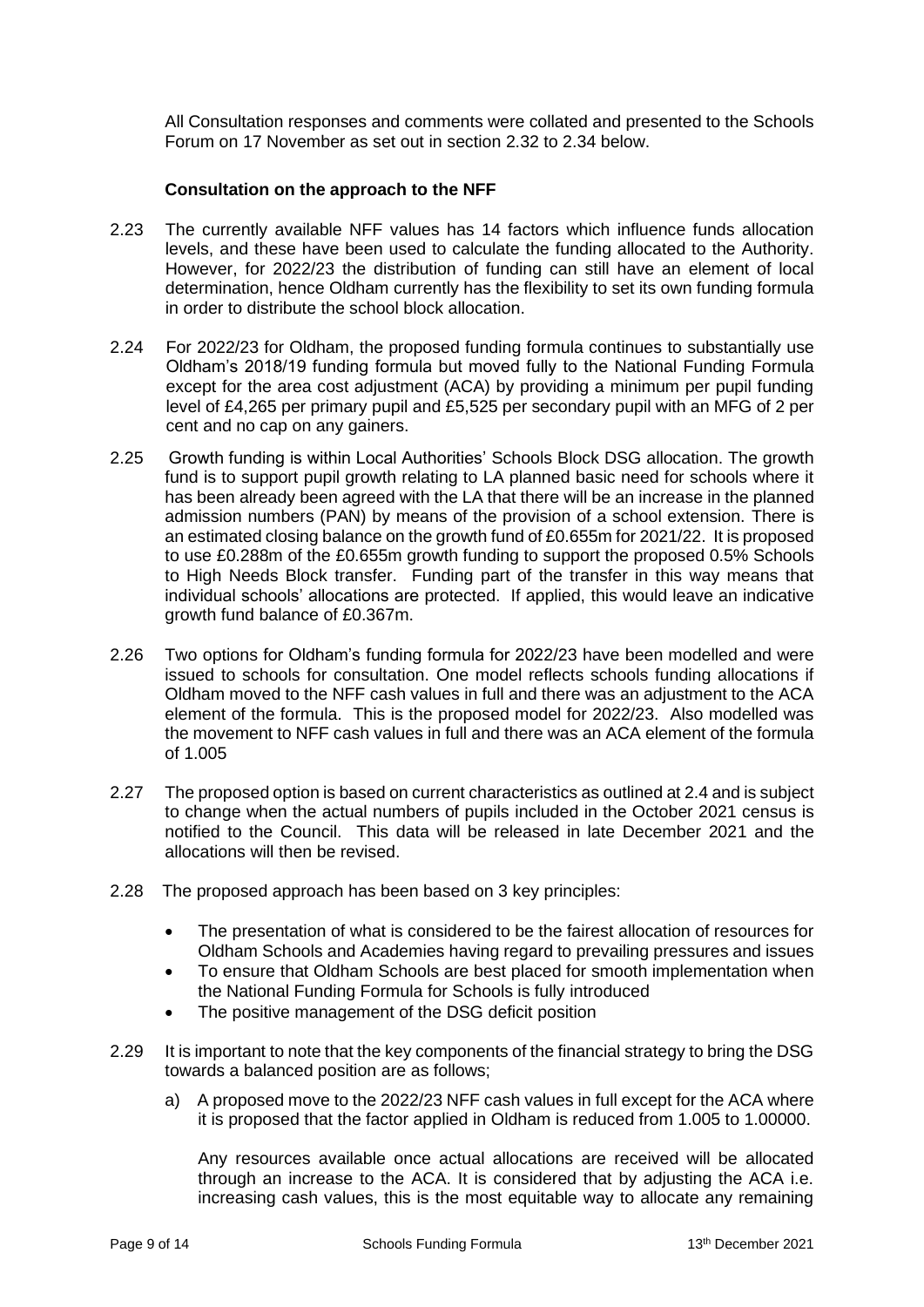All Consultation responses and comments were collated and presented to the Schools Forum on 17 November as set out in section 2.32 to 2.34 below.

**Consultation on the approach to the NFF**

2.23 The currently available NFF values has 14 factors which influence funds allocation levels, and these have been used to calculate the funding allocated to the Authority. However, for 2022/23 the distribution of funding can still have an element of local determination, hence Oldham currently has the flexibility to set its own funding formula in order to distribute the school block allocation.

2.24 For 2022/23 for Oldham, the proposed funding formula continues to substantially use Oldham's 2018/19 funding formula but moved fully to the National Funding Formula except for the area cost adjustment (ACA) by providing a minimum per pupil funding level of £4,265 per primary pupil and £5,525 per secondary pupil with an MFG of 2 per cent and no cap on any gainers.

2.25 Growth funding is within Local Authorities' Schools Block DSG allocation. The growth fund is to support pupil growth relating to LA planned basic need for schools where it has been already been agreed with the LA that there will be an increase in the planned admission numbers (PAN) by means of the provision of a school extension. There is an estimated closing balance on the growth fund of £0.655m for 2021/22. It is proposed to use £0.288m of the £0.655m growth funding to support the proposed 0.5% Schools to High Needs Block transfer. Funding part of the transfer in this way means that individual schools' allocations are protected. If applied, this would leave an indicative growth fund balance of £0.367m.

2.26 Two options for Oldham's funding formula for 2022/23 have been modelled and were issued to schools for consultation. One model reflects schools funding allocations if Oldham moved to the NFF cash values in full and there was an adjustment to the ACA element of the formula. This is the proposed model for 2022/23. Also modelled was the movement to NFF cash values in full and there was an ACA element of the formula of 1.005

2.27 The proposed option is based on current characteristics as outlined at 2.4 and is subject to change when the actual numbers of pupils included in the October 2021 census is notified to the Council. This data will be released in late December 2021 and the allocations will then be revised.

2.28 The proposed approach has been based on 3 key principles:

- The presentation of what is considered to be the fairest allocation of resources for Oldham Schools and Academies having regard to prevailing pressures and issues
- To ensure that Oldham Schools are best placed for smooth implementation when the National Funding Formula for Schools is fully introduced
- The positive management of the DSG deficit position

2.29 It is important to note that the key components of the financial strategy to bring the DSG towards a balanced position are as follows;

a) A proposed move to the 2022/23 NFF cash values in full except for the ACA where it is proposed that the factor applied in Oldham is reduced from 1.005 to 1.00000.

Any resources available once actual allocations are received will be allocated through an increase to the ACA. It is considered that by adjusting the ACA i.e. increasing cash values, this is the most equitable way to allocate any remaining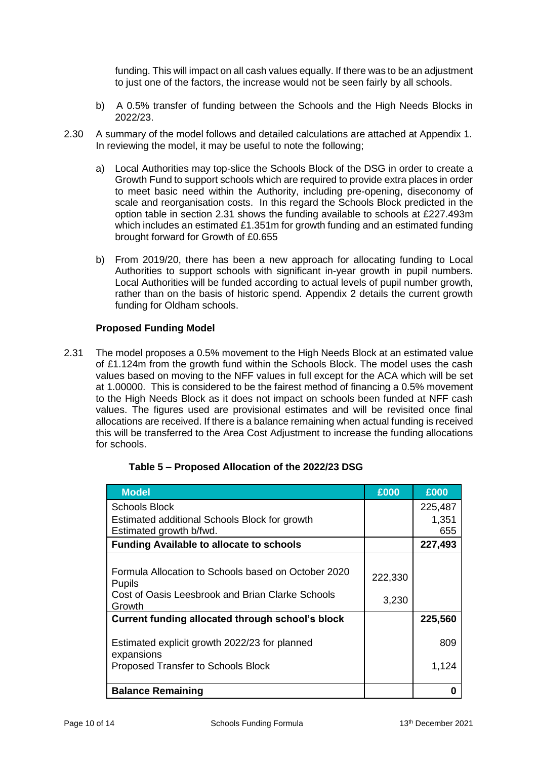funding. This will impact on all cash values equally. If there was to be an adjustment to just one of the factors, the increase would not be seen fairly by all schools.

b) A 0.5% transfer of funding between the Schools and the High Needs Blocks in 2022/23.

2.30 A summary of the model follows and detailed calculations are attached at Appendix 1. In reviewing the model, it may be useful to note the following;

a) Local Authorities may top-slice the Schools Block of the DSG in order to create a Growth Fund to support schools which are required to provide extra places in order to meet basic need within the Authority, including pre-opening, diseconomy of scale and reorganisation costs. In this regard the Schools Block predicted in the option table in section 2.31 shows the funding available to schools at £227.493m which includes an estimated £1.351m for growth funding and an estimated funding brought forward for Growth of £0.655

b) From 2019/20, there has been a new approach for allocating funding to Local Authorities to support schools with significant in-year growth in pupil numbers. Local Authorities will be funded according to actual levels of pupil number growth, rather than on the basis of historic spend. Appendix 2 details the current growth funding for Oldham schools.

**Proposed Funding Model**

2.31 The model proposes a 0.5% movement to the High Needs Block at an estimated value of £1.124m from the growth fund within the Schools Block. The model uses the cash values based on moving to the NFF values in full except for the ACA which will be set at 1.00000. This is considered to be the fairest method of financing a 0.5% movement to the High Needs Block as it does not impact on schools been funded at NFF cash values. The figures used are provisional estimates and will be revisited once final allocations are received. If there is a balance remaining when actual funding is received this will be transferred to the Area Cost Adjustment to increase the funding allocations for schools.

**Table 5 – Proposed Allocation of the 2022/23 DSG**

| Model | £000 | £000 |
|---|---|---|
| Schools Block | | 225,487 |
| Estimated additional Schools Block for growth | | 1,351 |
| Estimated growth b/fwd. | | 655 |
| **Funding Available to allocate to schools** | | **227,493** |
| Formula Allocation to Schools based on October 2020 Pupils | 222,330 | |
| Cost of Oasis Leesbrook and Brian Clarke Schools Growth | 3,230 | |
| **Current funding allocated through school's block** | | **225,560** |
| Estimated explicit growth 2022/23 for planned expansions | | 809 |
| Proposed Transfer to Schools Block | | 1,124 |
| **Balance Remaining** | | **0** |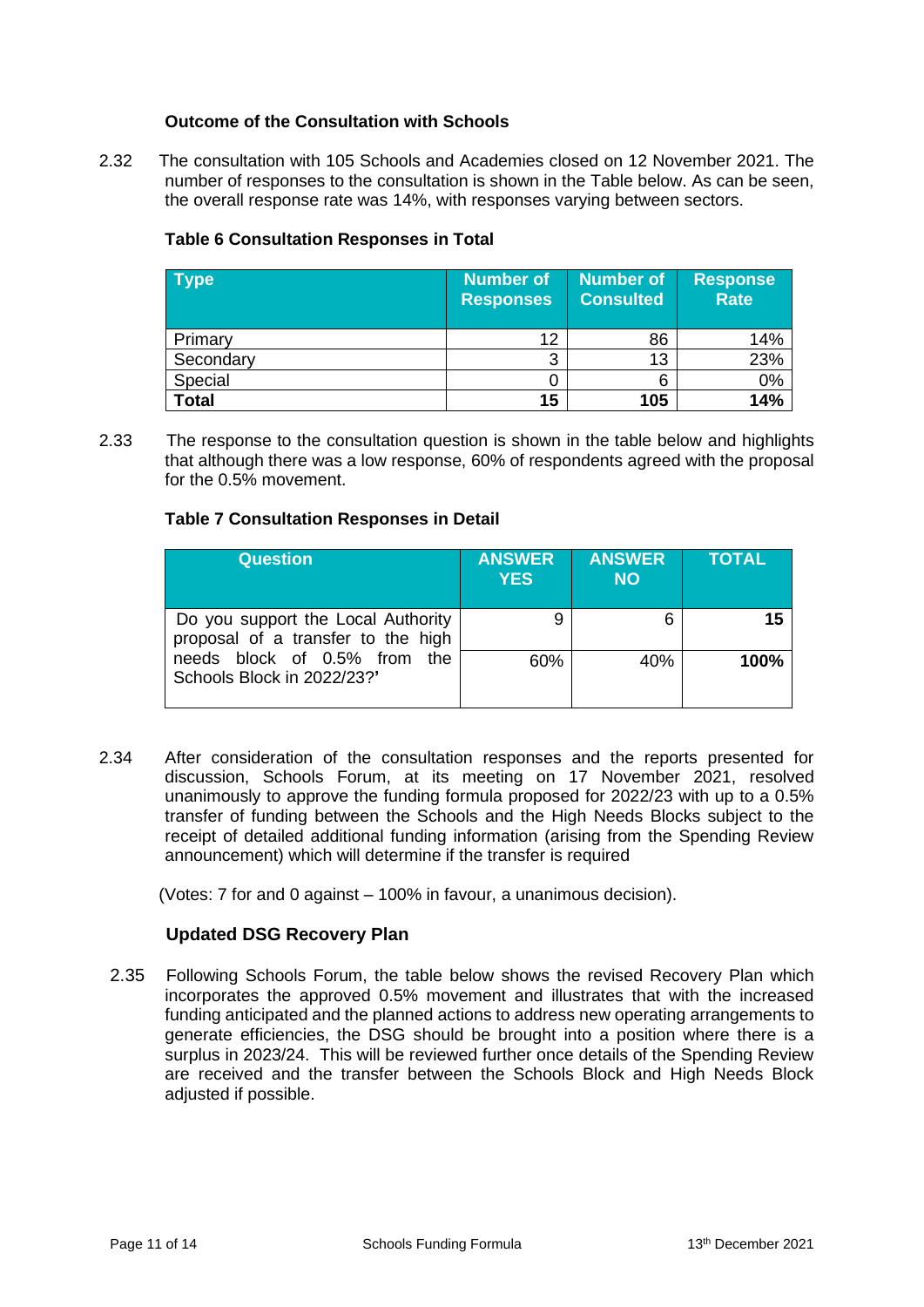### Outcome of the Consultation with Schools

2.32 The consultation with 105 Schools and Academies closed on 12 November 2021. The number of responses to the consultation is shown in the Table below. As can be seen, the overall response rate was 14%, with responses varying between sectors.

**Table 6 Consultation Responses in Total**

| Type | Number of Responses | Number of Consulted | Response Rate |
|---|---|---|---|
| Primary | 12 | 86 | 14% |
| Secondary | 3 | 13 | 23% |
| Special | 0 | 6 | 0% |
| **Total** | **15** | **105** | **14%** |

2.33 The response to the consultation question is shown in the table below and highlights that although there was a low response, 60% of respondents agreed with the proposal for the 0.5% movement.

**Table 7 Consultation Responses in Detail**

| Question | ANSWER YES | ANSWER NO | TOTAL |
|---|---|---|---|
| Do you support the Local Authority proposal of a transfer to the high needs block of 0.5% from the Schools Block in 2022/23?' | 9 | 6 | **15** |
| | 60% | 40% | **100%** |

2.34 After consideration of the consultation responses and the reports presented for discussion, Schools Forum, at its meeting on 17 November 2021, resolved unanimously to approve the funding formula proposed for 2022/23 with up to a 0.5% transfer of funding between the Schools and the High Needs Blocks subject to the receipt of detailed additional funding information (arising from the Spending Review announcement) which will determine if the transfer is required

(Votes: 7 for and 0 against – 100% in favour, a unanimous decision).

### Updated DSG Recovery Plan

2.35 Following Schools Forum, the table below shows the revised Recovery Plan which incorporates the approved 0.5% movement and illustrates that with the increased funding anticipated and the planned actions to address new operating arrangements to generate efficiencies, the DSG should be brought into a position where there is a surplus in 2023/24. This will be reviewed further once details of the Spending Review are received and the transfer between the Schools Block and High Needs Block adjusted if possible.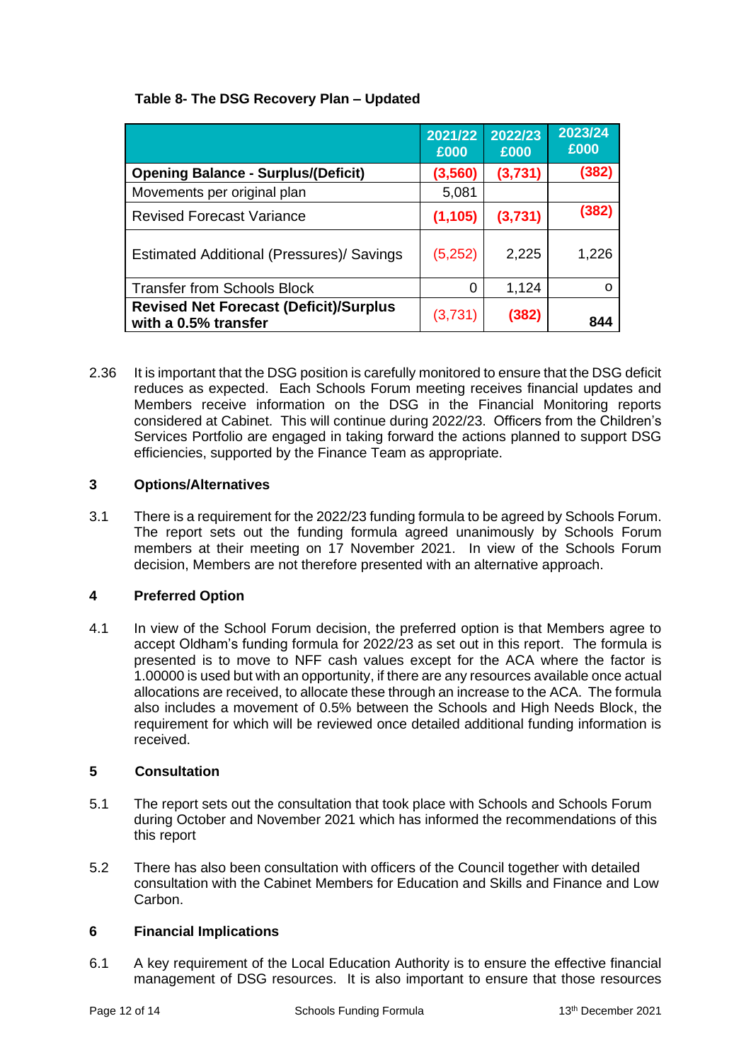**Table 8- The DSG Recovery Plan – Updated**

| | 2021/22 £000 | 2022/23 £000 | 2023/24 £000 |
|---|---|---|---|
| **Opening Balance - Surplus/(Deficit)** | **(3,560)** | **(3,731)** | **(382)** |
| Movements per original plan | 5,081 | | |
| Revised Forecast Variance | **(1,105)** | **(3,731)** | **(382)** |
| Estimated Additional (Pressures)/ Savings | (5,252) | 2,225 | 1,226 |
| Transfer from Schools Block | 0 | 1,124 | o |
| **Revised Net Forecast (Deficit)/Surplus with a 0.5% transfer** | (3,731) | **(382)** | **844** |

2.36 It is important that the DSG position is carefully monitored to ensure that the DSG deficit reduces as expected. Each Schools Forum meeting receives financial updates and Members receive information on the DSG in the Financial Monitoring reports considered at Cabinet. This will continue during 2022/23. Officers from the Children's Services Portfolio are engaged in taking forward the actions planned to support DSG efficiencies, supported by the Finance Team as appropriate.

## 3 Options/Alternatives

3.1 There is a requirement for the 2022/23 funding formula to be agreed by Schools Forum. The report sets out the funding formula agreed unanimously by Schools Forum members at their meeting on 17 November 2021. In view of the Schools Forum decision, Members are not therefore presented with an alternative approach.

## 4 Preferred Option

4.1 In view of the School Forum decision, the preferred option is that Members agree to accept Oldham's funding formula for 2022/23 as set out in this report. The formula is presented is to move to NFF cash values except for the ACA where the factor is 1.00000 is used but with an opportunity, if there are any resources available once actual allocations are received, to allocate these through an increase to the ACA. The formula also includes a movement of 0.5% between the Schools and High Needs Block, the requirement for which will be reviewed once detailed additional funding information is received.

## 5 Consultation

5.1 The report sets out the consultation that took place with Schools and Schools Forum during October and November 2021 which has informed the recommendations of this this report

5.2 There has also been consultation with officers of the Council together with detailed consultation with the Cabinet Members for Education and Skills and Finance and Low Carbon.

## 6 Financial Implications

6.1 A key requirement of the Local Education Authority is to ensure the effective financial management of DSG resources. It is also important to ensure that those resources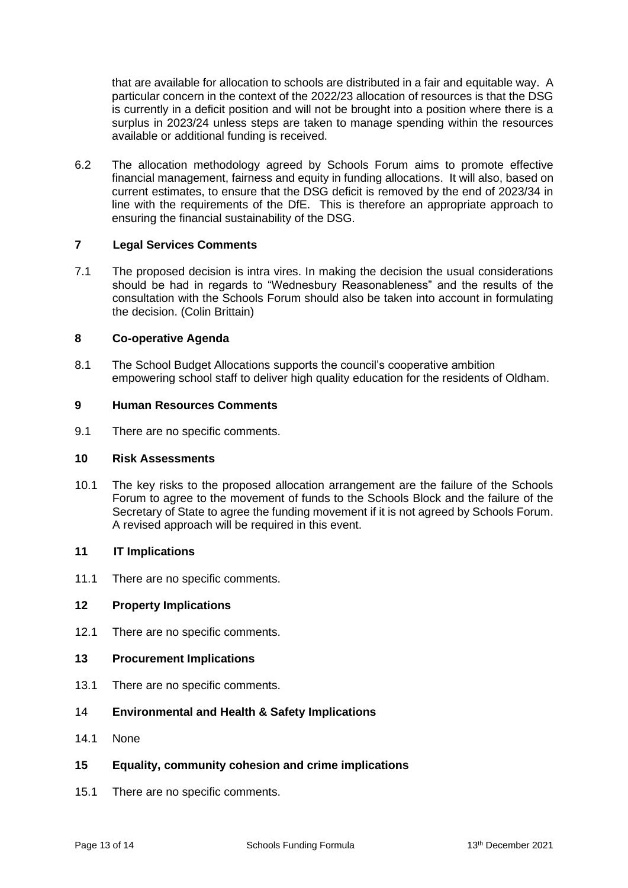that are available for allocation to schools are distributed in a fair and equitable way. A particular concern in the context of the 2022/23 allocation of resources is that the DSG is currently in a deficit position and will not be brought into a position where there is a surplus in 2023/24 unless steps are taken to manage spending within the resources available or additional funding is received.

6.2 The allocation methodology agreed by Schools Forum aims to promote effective financial management, fairness and equity in funding allocations. It will also, based on current estimates, to ensure that the DSG deficit is removed by the end of 2023/34 in line with the requirements of the DfE. This is therefore an appropriate approach to ensuring the financial sustainability of the DSG.

## 7 Legal Services Comments

7.1 The proposed decision is intra vires. In making the decision the usual considerations should be had in regards to "Wednesbury Reasonableness" and the results of the consultation with the Schools Forum should also be taken into account in formulating the decision. (Colin Brittain)

## 8 Co-operative Agenda

8.1 The School Budget Allocations supports the council's cooperative ambition empowering school staff to deliver high quality education for the residents of Oldham.

## 9 Human Resources Comments

9.1 There are no specific comments.

## 10 Risk Assessments

10.1 The key risks to the proposed allocation arrangement are the failure of the Schools Forum to agree to the movement of funds to the Schools Block and the failure of the Secretary of State to agree the funding movement if it is not agreed by Schools Forum. A revised approach will be required in this event.

## 11 IT Implications

11.1 There are no specific comments.

## 12 Property Implications

12.1 There are no specific comments.

## 13 Procurement Implications

13.1 There are no specific comments.

## 14 Environmental and Health & Safety Implications

14.1 None

## 15 Equality, community cohesion and crime implications

15.1 There are no specific comments.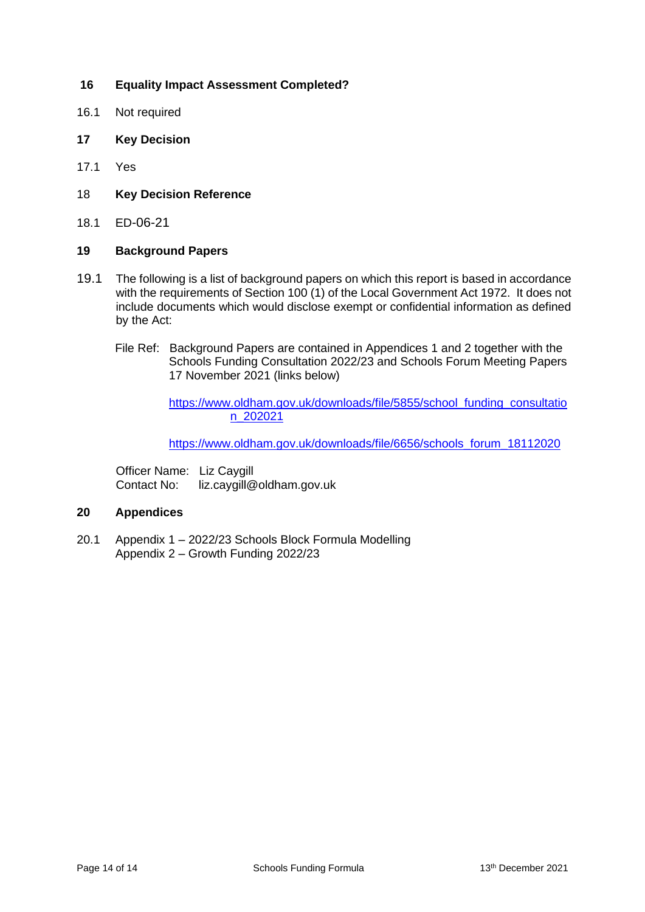## 16 Equality Impact Assessment Completed?

16.1 Not required

## 17 Key Decision

17.1 Yes

## 18 Key Decision Reference

18.1 ED-06-21

## 19 Background Papers

19.1 The following is a list of background papers on which this report is based in accordance with the requirements of Section 100 (1) of the Local Government Act 1972. It does not include documents which would disclose exempt or confidential information as defined by the Act:

File Ref: Background Papers are contained in Appendices 1 and 2 together with the Schools Funding Consultation 2022/23 and Schools Forum Meeting Papers 17 November 2021 (links below)

https://www.oldham.gov.uk/downloads/file/5855/school_funding_consultation_202021

https://www.oldham.gov.uk/downloads/file/6656/schools_forum_18112020

Officer Name: Liz Caygill
Contact No: liz.caygill@oldham.gov.uk

## 20 Appendices

20.1 Appendix 1 – 2022/23 Schools Block Formula Modelling
Appendix 2 – Growth Funding 2022/23